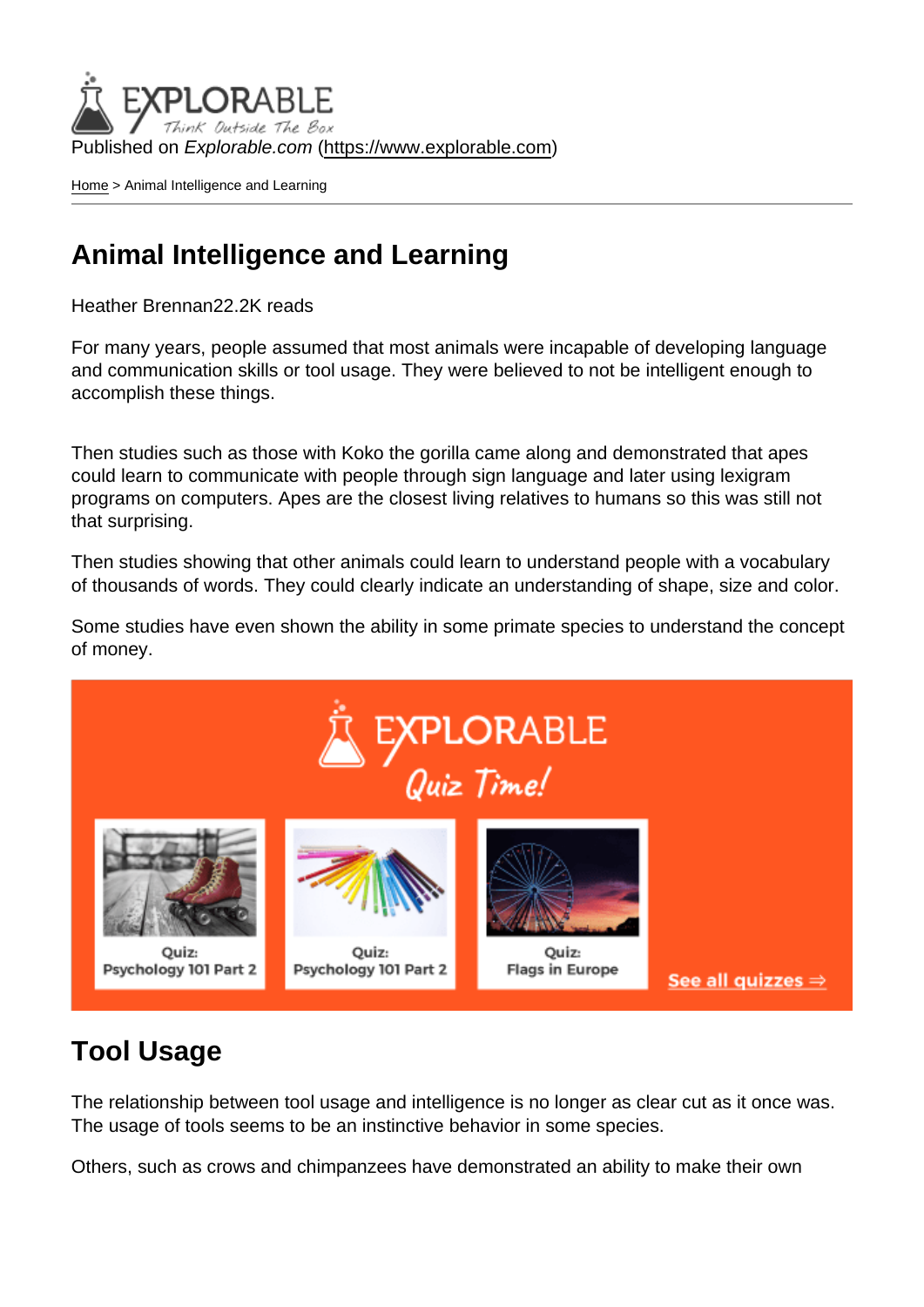Published on *Explorable.com* (https://www.explorable.com)

Home > Animal Intelligence and Learning

# Animal Intelligence and Learning

Heather Brennan22.2K reads

For many years, people assumed that most animals were incapable of developing language and communication skills or tool usage. They were believed to not be intelligent enough to accomplish these things.

Then studies such as those with Koko the gorilla came along and demonstrated that apes could learn to communicate with people through sign language and later using lexigram programs on computers. Apes are the closest living relatives to humans so this was still not that surprising.

Then studies showing that other animals could learn to understand people with a vocabulary of thousands of words. They could clearly indicate an understanding of shape, size and color.

Some studies have even shown the ability in some primate species to understand the concept of money.

## Tool Usage

The relationship between tool usage and intelligence is no longer as clear cut as it once was. The usage of tools seems to be an instinctive behavior in some species.

Others, such as crows and chimpanzees have demonstrated an ability to make their own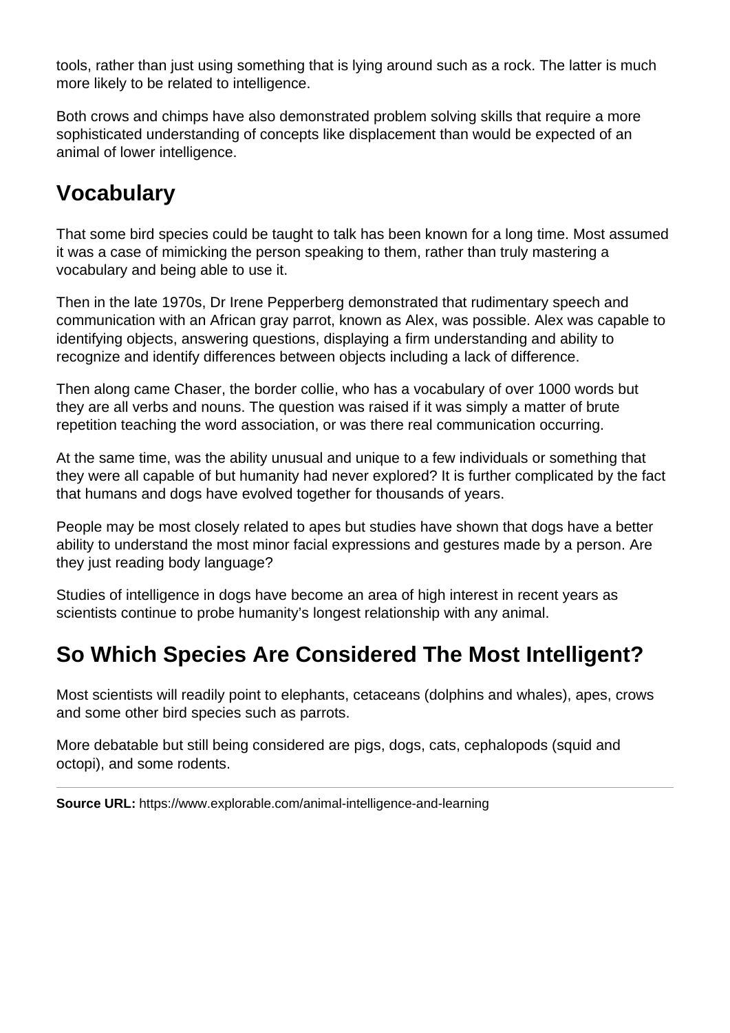tools, rather than just using something that is lying around such as a rock. The latter is much more likely to be related to intelligence.

Both crows and chimps have also demonstrated problem solving skills that require a more sophisticated understanding of concepts like displacement than would be expected of an animal of lower intelligence.

## Vocabulary

That some bird species could be taught to talk has been known for a long time. Most assumed it was a case of mimicking the person speaking to them, rather than truly mastering a vocabulary and being able to use it.

Then in the late 1970s, Dr Irene Pepperberg demonstrated that rudimentary speech and communication with an African gray parrot, known as Alex, was possible. Alex was capable to identifying objects, answering questions, displaying a firm understanding and ability to recognize and identify differences between objects including a lack of difference.

Then along came Chaser, the border collie, who has a vocabulary of over 1000 words but they are all verbs and nouns. The question was raised if it was simply a matter of brute repetition teaching the word association, or was there real communication occurring.

At the same time, was the ability unusual and unique to a few individuals or something that they were all capable of but humanity had never explored? It is further complicated by the fact that humans and dogs have evolved together for thousands of years.

People may be most closely related to apes but studies have shown that dogs have a better ability to understand the most minor facial expressions and gestures made by a person. Are they just reading body language?

Studies of intelligence in dogs have become an area of high interest in recent years as scientists continue to probe humanity's longest relationship with any animal.

## So Which Species Are Considered The Most Intelligent?

Most scientists will readily point to elephants, cetaceans (dolphins and whales), apes, crows and some other bird species such as parrots.

More debatable but still being considered are pigs, dogs, cats, cephalopods (squid and octopi), and some rodents.

---

**Source URL:** https://www.explorable.com/animal-intelligence-and-learning